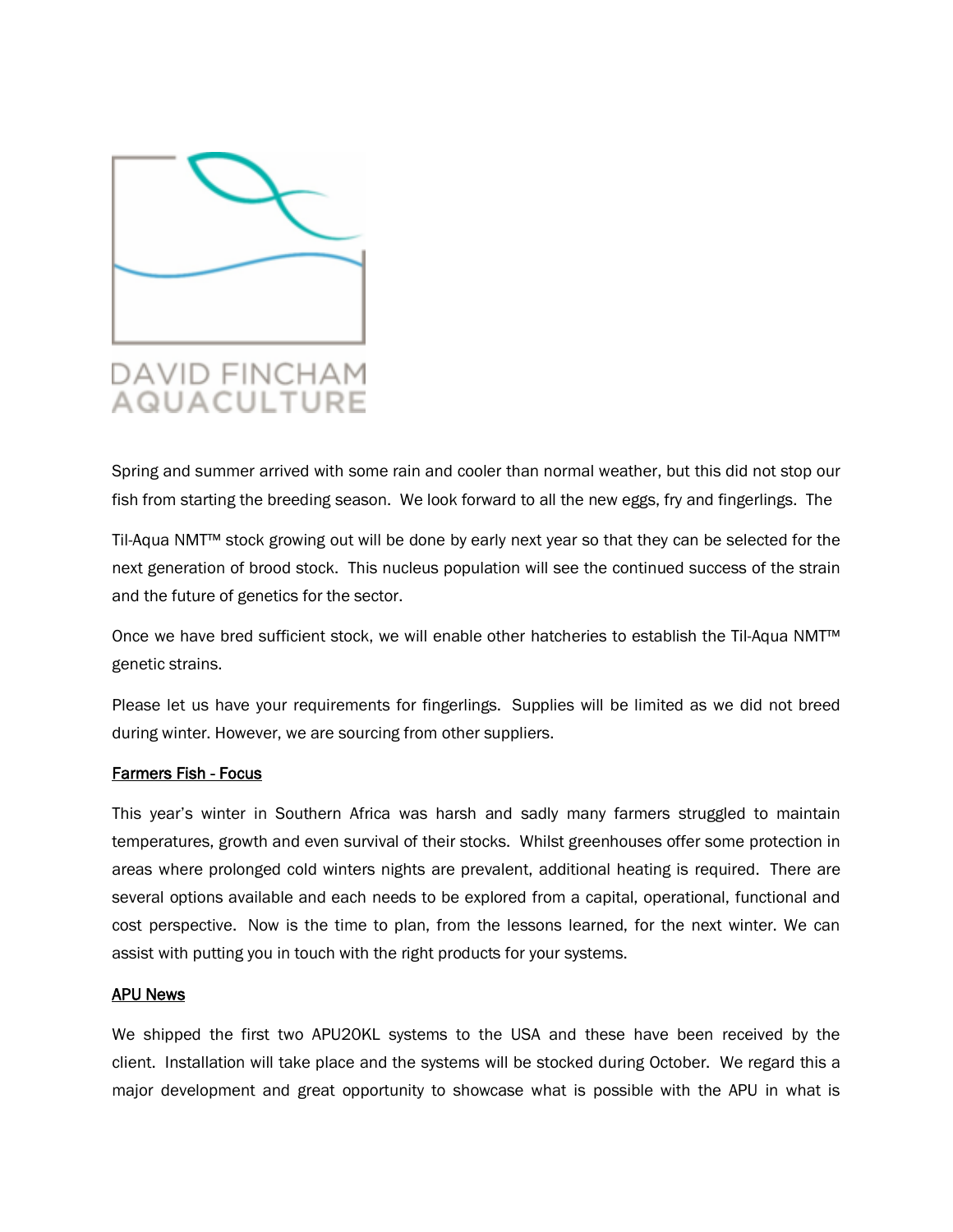DAVID FINCHAM AQUACULTURE

Spring and summer arrived with some rain and cooler than normal weather, but this did not stop our fish from starting the breeding season. We look forward to all the new eggs, fry and fingerlings. The

Til-Aqua NMT™ stock growing out will be done by early next year so that they can be selected for the next generation of brood stock. This nucleus population will see the continued success of the strain and the future of genetics for the sector.

Once we have bred sufficient stock, we will enable other hatcheries to establish the Til-Aqua NMT™ genetic strains.

Please let us have your requirements for fingerlings. Supplies will be limited as we did not breed during winter. However, we are sourcing from other suppliers.

## Farmers Fish - Focus

This year's winter in Southern Africa was harsh and sadly many farmers struggled to maintain temperatures, growth and even survival of their stocks. Whilst greenhouses offer some protection in areas where prolonged cold winters nights are prevalent, additional heating is required. There are several options available and each needs to be explored from a capital, operational, functional and cost perspective. Now is the time to plan, from the lessons learned, for the next winter. We can assist with putting you in touch with the right products for your systems.

## APU News

We shipped the first two APU20KL systems to the USA and these have been received by the client. Installation will take place and the systems will be stocked during October. We regard this a major development and great opportunity to showcase what is possible with the APU in what is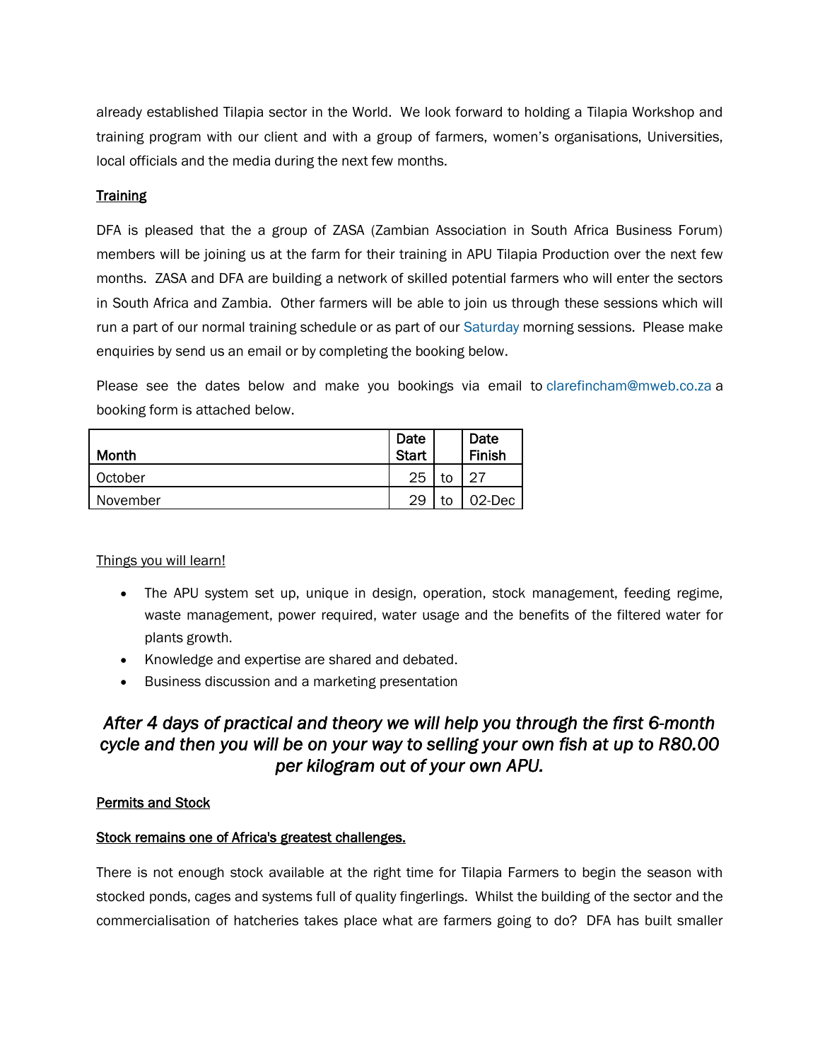already established Tilapia sector in the World. We look forward to holding a Tilapia Workshop and training program with our client and with a group of farmers, women's organisations, Universities, local officials and the media during the next few months.

**Training**

DFA is pleased that the a group of ZASA (Zambian Association in South Africa Business Forum) members will be joining us at the farm for their training in APU Tilapia Production over the next few months. ZASA and DFA are building a network of skilled potential farmers who will enter the sectors in South Africa and Zambia. Other farmers will be able to join us through these sessions which will run a part of our normal training schedule or as part of our Saturday morning sessions. Please make enquiries by send us an email or by completing the booking below.

Please see the dates below and make you bookings via email to clarefincham@mweb.co.za a booking form is attached below.

| Month | Date Start | | Date Finish |
|---|---|---|---|
| October | 25 | to | 27 |
| November | 29 | to | 02-Dec |

Things you will learn!

- The APU system set up, unique in design, operation, stock management, feeding regime, waste management, power required, water usage and the benefits of the filtered water for plants growth.
- Knowledge and expertise are shared and debated.
- Business discussion and a marketing presentation

## *After 4 days of practical and theory we will help you through the first 6-month cycle and then you will be on your way to selling your own fish at up to R80.00 per kilogram out of your own APU.*

**Permits and Stock**

**Stock remains one of Africa's greatest challenges.**

There is not enough stock available at the right time for Tilapia Farmers to begin the season with stocked ponds, cages and systems full of quality fingerlings. Whilst the building of the sector and the commercialisation of hatcheries takes place what are farmers going to do? DFA has built smaller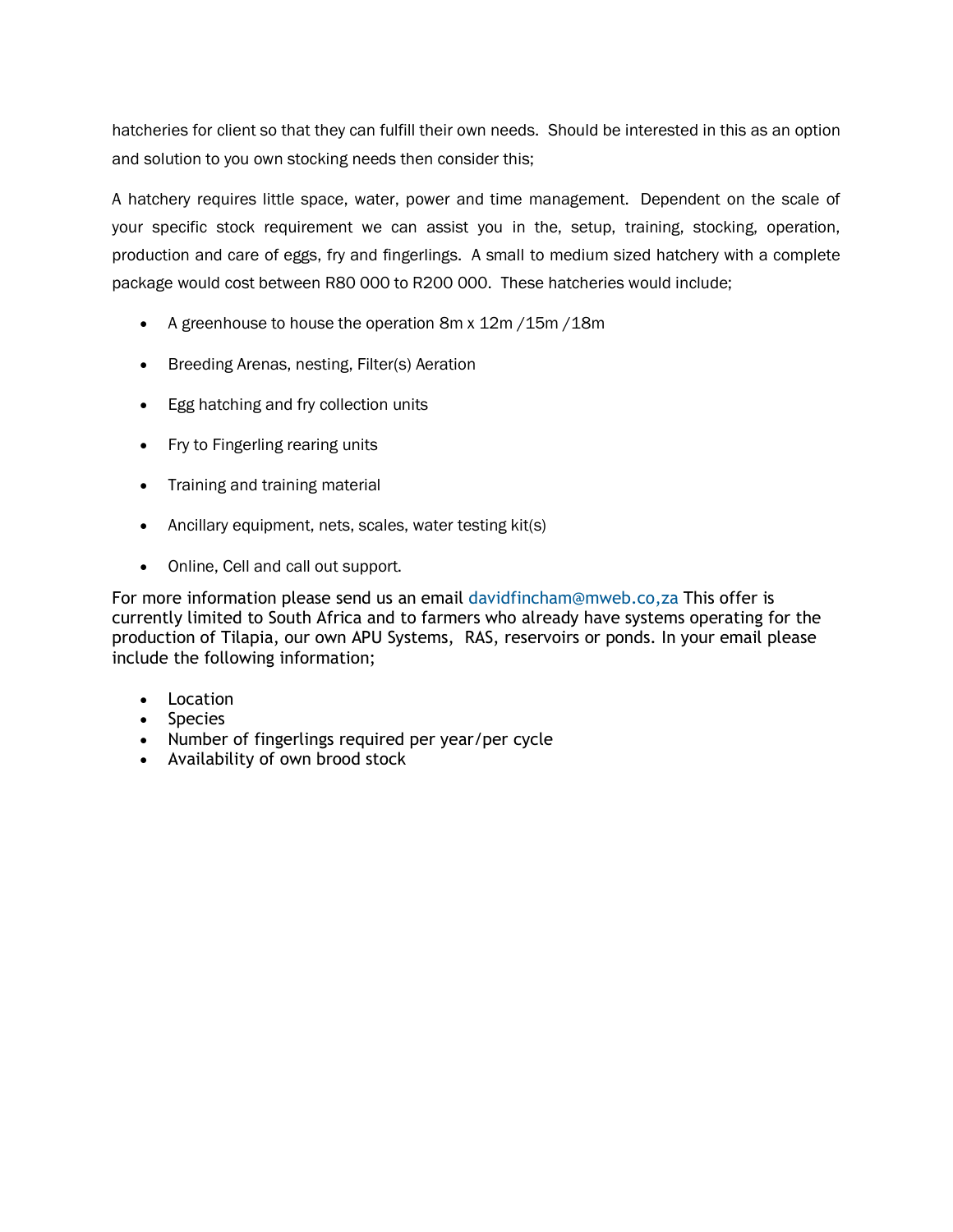hatcheries for client so that they can fulfill their own needs. Should be interested in this as an option and solution to you own stocking needs then consider this;

A hatchery requires little space, water, power and time management. Dependent on the scale of your specific stock requirement we can assist you in the, setup, training, stocking, operation, production and care of eggs, fry and fingerlings. A small to medium sized hatchery with a complete package would cost between R80 000 to R200 000. These hatcheries would include;

- A greenhouse to house the operation 8m x 12m /15m /18m
- Breeding Arenas, nesting, Filter(s) Aeration
- Egg hatching and fry collection units
- Fry to Fingerling rearing units
- Training and training material
- Ancillary equipment, nets, scales, water testing kit(s)
- Online, Cell and call out support.

For more information please send us an email davidfincham@mweb.co,za This offer is currently limited to South Africa and to farmers who already have systems operating for the production of Tilapia, our own APU Systems, RAS, reservoirs or ponds. In your email please include the following information;

- Location
- Species
- Number of fingerlings required per year/per cycle
- Availability of own brood stock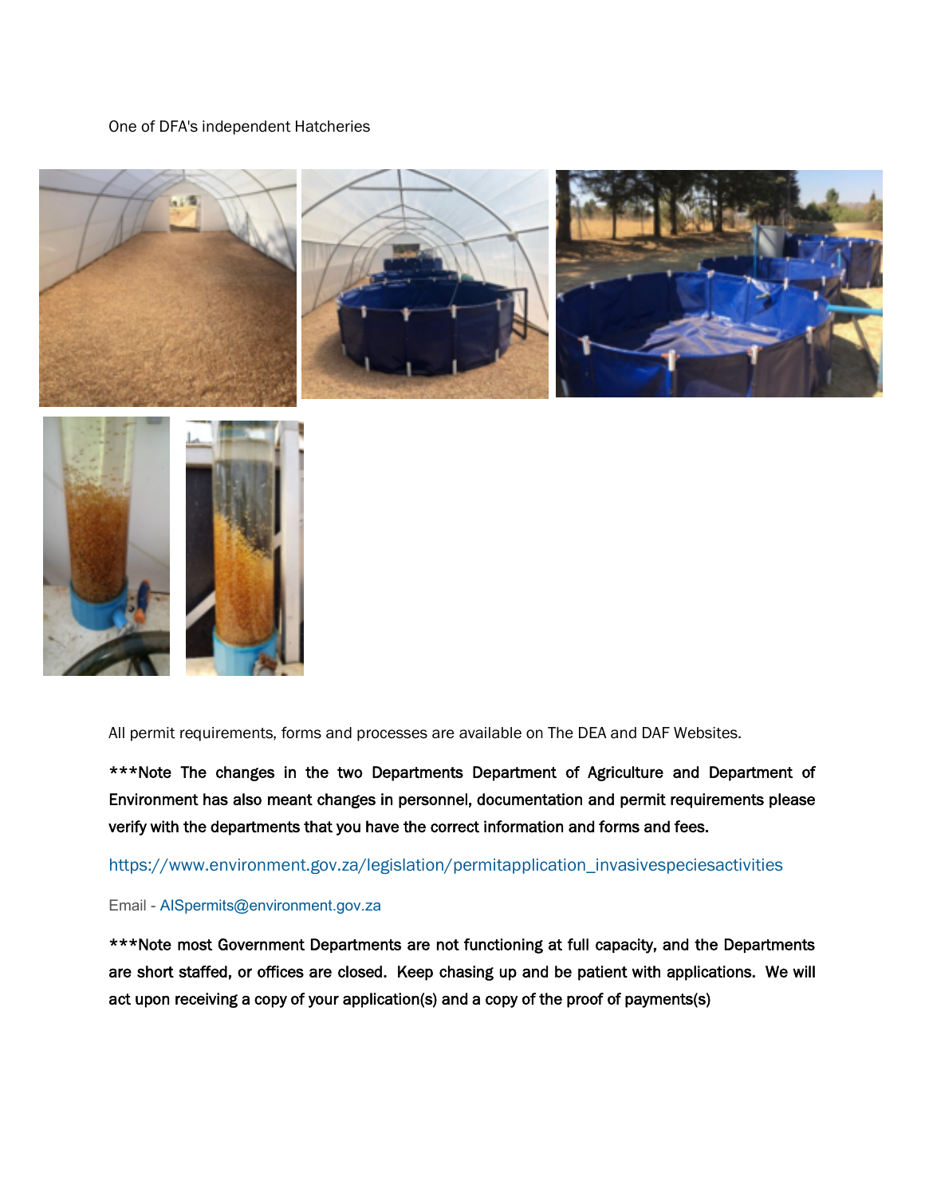One of DFA's independent Hatcheries

All permit requirements, forms and processes are available on The DEA and DAF Websites.

***Note The changes in the two Departments Department of Agriculture and Department of Environment has also meant changes in personnel, documentation and permit requirements please verify with the departments that you have the correct information and forms and fees.

https://www.environment.gov.za/legislation/permitapplication_invasivespeciesactivities

Email - AISpermits@environment.gov.za

***Note most Government Departments are not functioning at full capacity, and the Departments are short staffed, or offices are closed. Keep chasing up and be patient with applications. We will act upon receiving a copy of your application(s) and a copy of the proof of payments(s)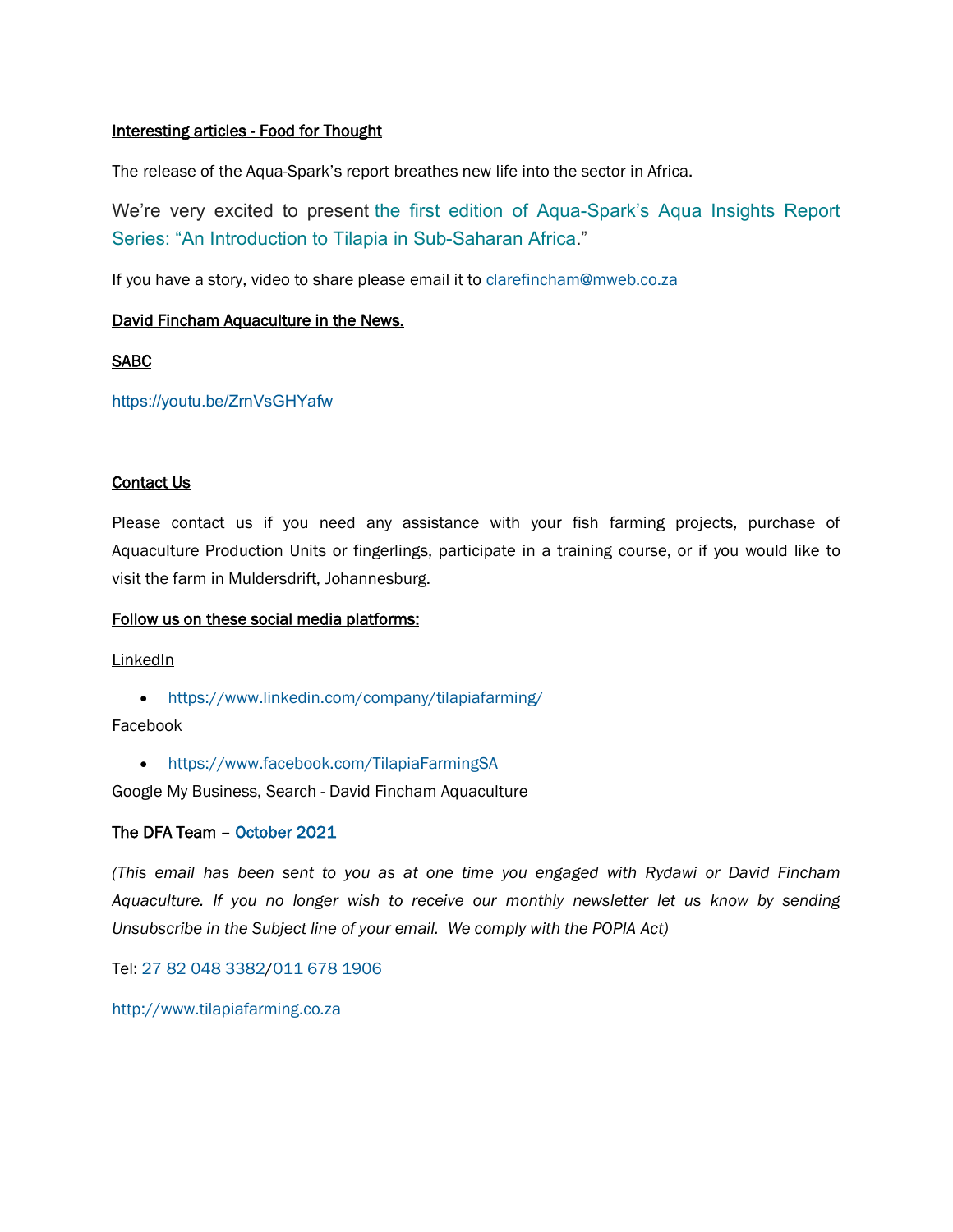<u>Interesting articles - Food for Thought</u>

The release of the Aqua-Spark's report breathes new life into the sector in Africa.

We're very excited to present the first edition of Aqua-Spark's Aqua Insights Report Series: "An Introduction to Tilapia in Sub-Saharan Africa."

If you have a story, video to share please email it to clarefincham@mweb.co.za

<u>David Fincham Aquaculture in the News.</u>

<u>SABC</u>

https://youtu.be/ZrnVsGHYafw

<u>Contact Us</u>

Please contact us if you need any assistance with your fish farming projects, purchase of Aquaculture Production Units or fingerlings, participate in a training course, or if you would like to visit the farm in Muldersdrift, Johannesburg.

<u>Follow us on these social media platforms:</u>

<u>LinkedIn</u>

- https://www.linkedin.com/company/tilapiafarming/

<u>Facebook</u>

- https://www.facebook.com/TilapiaFarmingSA

Google My Business, Search - David Fincham Aquaculture

**The DFA Team – October 2021**

*(This email has been sent to you as at one time you engaged with Rydawi or David Fincham Aquaculture. If you no longer wish to receive our monthly newsletter let us know by sending Unsubscribe in the Subject line of your email. We comply with the POPIA Act)*

Tel: 27 82 048 3382/011 678 1906

http://www.tilapiafarming.co.za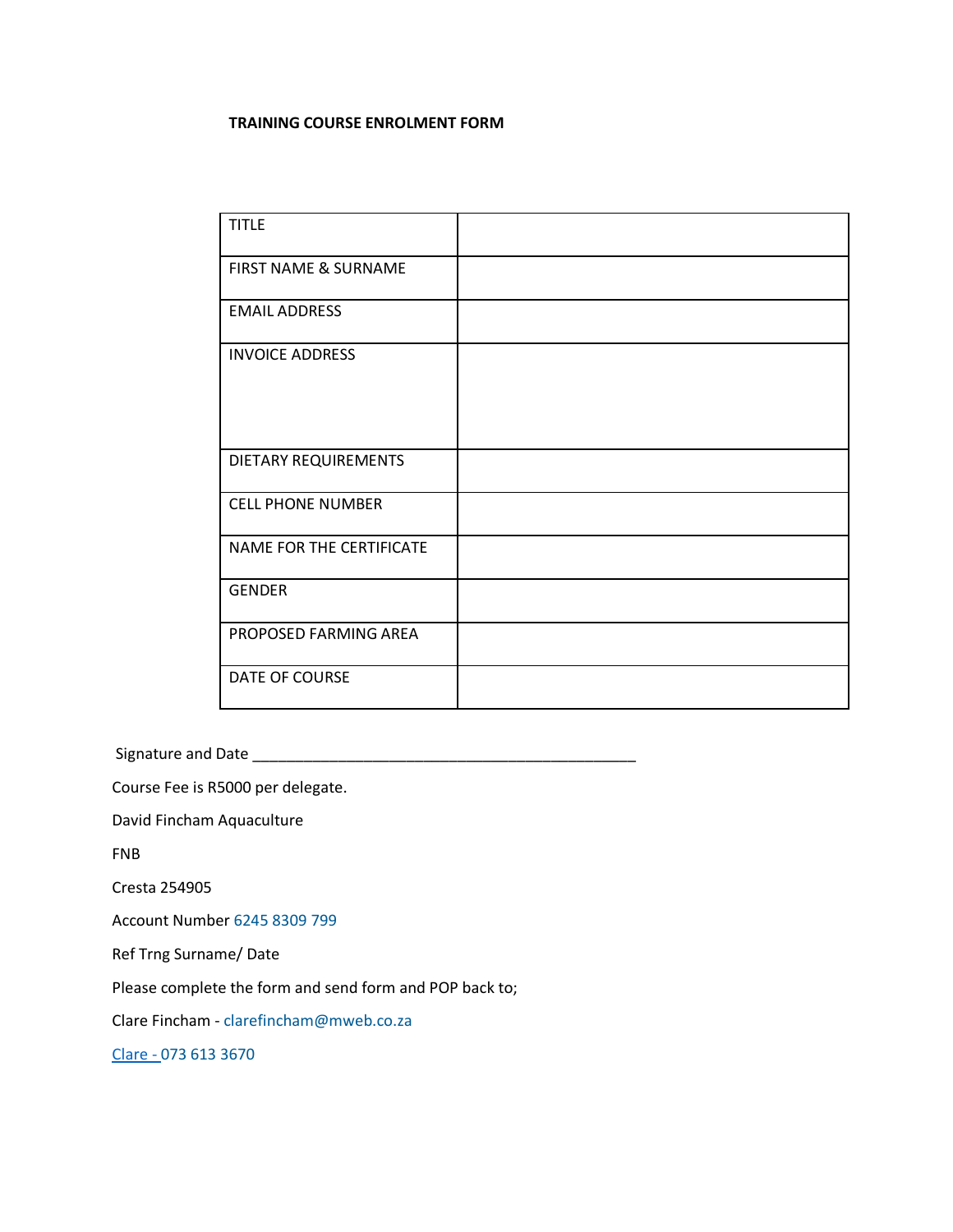**TRAINING COURSE ENROLMENT FORM**

| | |
|---|---|
| TITLE | |
| FIRST NAME & SURNAME | |
| EMAIL ADDRESS | |
| INVOICE ADDRESS | |
| DIETARY REQUIREMENTS | |
| CELL PHONE NUMBER | |
| NAME FOR THE CERTIFICATE | |
| GENDER | |
| PROPOSED FARMING AREA | |
| DATE OF COURSE | |

Signature and Date _______________________________________________

Course Fee is R5000 per delegate.

David Fincham Aquaculture

FNB

Cresta 254905

Account Number 6245 8309 799

Ref Trng Surname/ Date

Please complete the form and send form and POP back to;

Clare Fincham - clarefincham@mweb.co.za

Clare - 073 613 3670